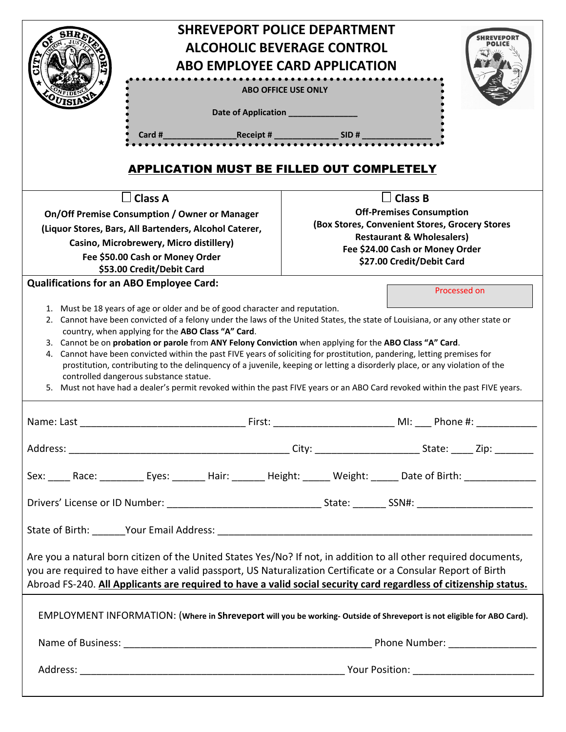# SHREVEPORT POLICE DEPARTMENT
# ALCOHOLIC BEVERAGE CONTROL
# ABO EMPLOYEE CARD APPLICATION

**ABO OFFICE USE ONLY**

**Date of Application** _______________

**Card #**_______________**Receipt #** ______________ **SID #** ______________

## APPLICATION MUST BE FILLED OUT COMPLETELY

| ☐ **Class A** | ☐ **Class B** |
|---|---|
| **On/Off Premise Consumption / Owner or Manager (Liquor Stores, Bars, All Bartenders, Alcohol Caterer, Casino, Microbrewery, Micro distillery) Fee $50.00 Cash or Money Order $53.00 Credit/Debit Card** | **Off-Premises Consumption (Box Stores, Convenient Stores, Grocery Stores Restaurant & Wholesalers) Fee $24.00 Cash or Money Order $27.00 Credit/Debit Card** |

**Qualifications for an ABO Employee Card:**

Processed on

1. Must be 18 years of age or older and be of good character and reputation.
2. Cannot have been convicted of a felony under the laws of the United States, the state of Louisiana, or any other state or country, when applying for the **ABO Class "A" Card**.
3. Cannot be on **probation or parole** from **ANY Felony Conviction** when applying for the **ABO Class "A" Card**.
4. Cannot have been convicted within the past FIVE years of soliciting for prostitution, pandering, letting premises for prostitution, contributing to the delinquency of a juvenile, keeping or letting a disorderly place, or any violation of the controlled dangerous substance statue.
5. Must not have had a dealer's permit revoked within the past FIVE years or an ABO Card revoked within the past FIVE years.

Name: Last ______________________________ First: _____________________ MI: ___ Phone #: ___________

Address: ________________________________________ City: ___________________ State: ____ Zip: _______

Sex: ____ Race: ________ Eyes: ______ Hair: ______ Height: _____ Weight: _____ Date of Birth: _____________

Drivers' License or ID Number: ____________________________ State: ______ SSN#: _____________________

State of Birth: ______Your Email Address: _________________________________________________________

Are you a natural born citizen of the United States Yes/No? If not, in addition to all other required documents, you are required to have either a valid passport, US Naturalization Certificate or a Consular Report of Birth Abroad FS-240. **All Applicants are required to have a valid social security card regardless of citizenship status.**

EMPLOYMENT INFORMATION: (**Where in Shreveport will you be working- Outside of Shreveport is not eligible for ABO Card).**

Name of Business: _____________________________________________ Phone Number: ________________

Address: ________________________________________________ Your Position: ______________________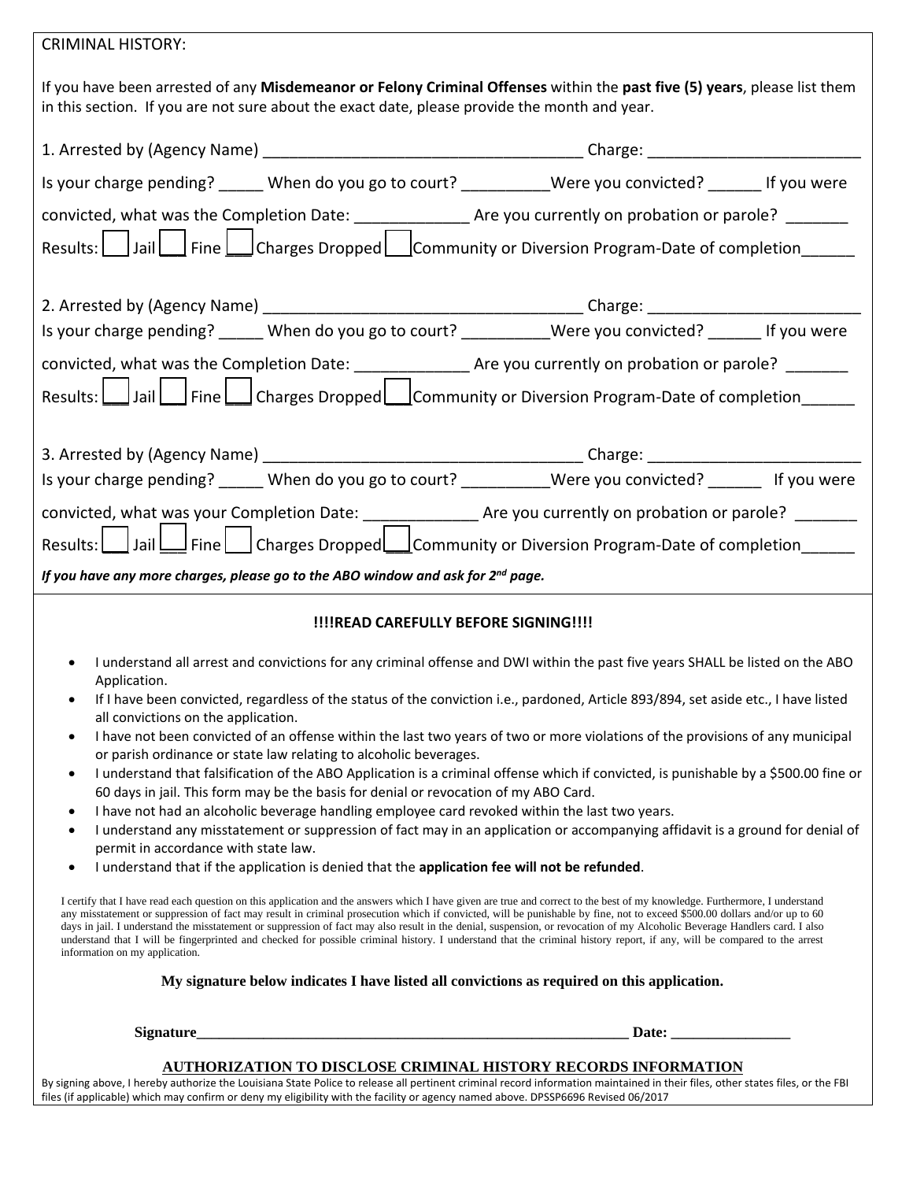CRIMINAL HISTORY:

If you have been arrested of any **Misdemeanor or Felony Criminal Offenses** within the **past five (5) years**, please list them in this section. If you are not sure about the exact date, please provide the month and year.

1. Arrested by (Agency Name) ____________________________________ Charge: ________________________

Is your charge pending? _____ When do you go to court? __________Were you convicted? ______ If you were convicted, what was the Completion Date: _____________ Are you currently on probation or parole? _______

Results: ☐ Jail ☐ Fine ☐ Charges Dropped ☐ Community or Diversion Program-Date of completion______

2. Arrested by (Agency Name) ____________________________________ Charge: ________________________

Is your charge pending? _____ When do you go to court? __________Were you convicted? ______ If you were convicted, what was the Completion Date: _____________ Are you currently on probation or parole? _______

Results: ☐ Jail ☐ Fine ☐ Charges Dropped ☐ Community or Diversion Program-Date of completion______

3. Arrested by (Agency Name) ____________________________________ Charge: ________________________

Is your charge pending? _____ When do you go to court? __________Were you convicted? ______ If you were convicted, what was your Completion Date: _____________ Are you currently on probation or parole? _______

Results: ☐ Jail ☐ Fine ☐ Charges Dropped ☐ Community or Diversion Program-Date of completion______

***If you have any more charges, please go to the ABO window and ask for 2nd page.***

**!!!!READ CAREFULLY BEFORE SIGNING!!!!**

- I understand all arrest and convictions for any criminal offense and DWI within the past five years SHALL be listed on the ABO Application.
- If I have been convicted, regardless of the status of the conviction i.e., pardoned, Article 893/894, set aside etc., I have listed all convictions on the application.
- I have not been convicted of an offense within the last two years of two or more violations of the provisions of any municipal or parish ordinance or state law relating to alcoholic beverages.
- I understand that falsification of the ABO Application is a criminal offense which if convicted, is punishable by a $500.00 fine or 60 days in jail. This form may be the basis for denial or revocation of my ABO Card.
- I have not had an alcoholic beverage handling employee card revoked within the last two years.
- I understand any misstatement or suppression of fact may in an application or accompanying affidavit is a ground for denial of permit in accordance with state law.
- I understand that if the application is denied that the **application fee will not be refunded**.

I certify that I have read each question on this application and the answers which I have given are true and correct to the best of my knowledge. Furthermore, I understand any misstatement or suppression of fact may result in criminal prosecution which if convicted, will be punishable by fine, not to exceed $500.00 dollars and/or up to 60 days in jail. I understand the misstatement or suppression of fact may also result in the denial, suspension, or revocation of my Alcoholic Beverage Handlers card. I also understand that I will be fingerprinted and checked for possible criminal history. I understand that the criminal history report, if any, will be compared to the arrest information on my application.

**My signature below indicates I have listed all convictions as required on this application.**

**Signature**_____________________________________________________________ **Date:** ________________

**AUTHORIZATION TO DISCLOSE CRIMINAL HISTORY RECORDS INFORMATION**

By signing above, I hereby authorize the Louisiana State Police to release all pertinent criminal record information maintained in their files, other states files, or the FBI files (if applicable) which may confirm or deny my eligibility with the facility or agency named above. DPSSP6696 Revised 06/2017